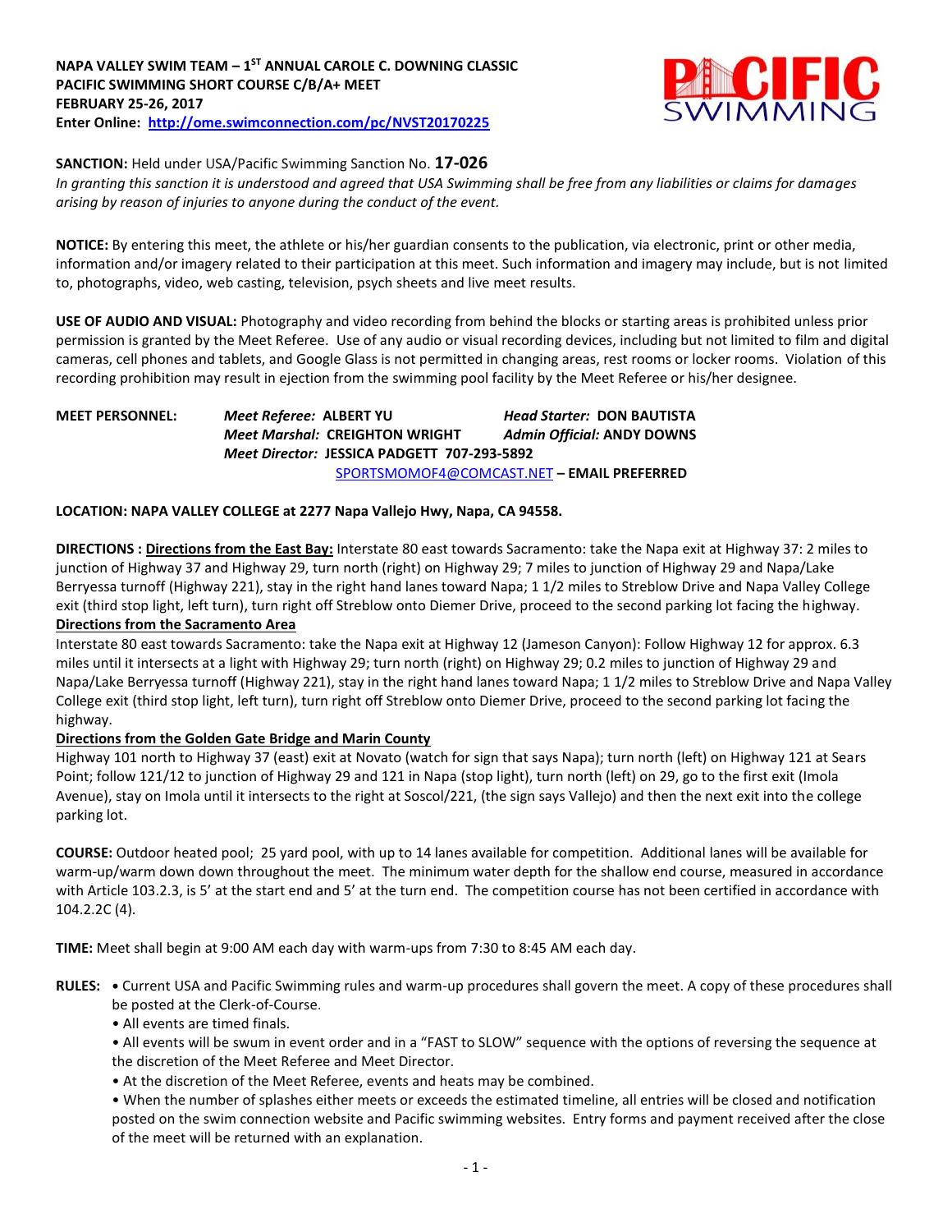**NAPA VALLEY SWIM TEAM – 1ST ANNUAL CAROLE C. DOWNING CLASSIC**
**PACIFIC SWIMMING SHORT COURSE C/B/A+ MEET**
**FEBRUARY 25-26, 2017**
**Enter Online: http://ome.swimconnection.com/pc/NVST20170225**

**SANCTION:** Held under USA/Pacific Swimming Sanction No. **17-026**
*In granting this sanction it is understood and agreed that USA Swimming shall be free from any liabilities or claims for damages arising by reason of injuries to anyone during the conduct of the event.*

**NOTICE:** By entering this meet, the athlete or his/her guardian consents to the publication, via electronic, print or other media, information and/or imagery related to their participation at this meet. Such information and imagery may include, but is not limited to, photographs, video, web casting, television, psych sheets and live meet results.

**USE OF AUDIO AND VISUAL:** Photography and video recording from behind the blocks or starting areas is prohibited unless prior permission is granted by the Meet Referee. Use of any audio or visual recording devices, including but not limited to film and digital cameras, cell phones and tablets, and Google Glass is not permitted in changing areas, rest rooms or locker rooms. Violation of this recording prohibition may result in ejection from the swimming pool facility by the Meet Referee or his/her designee.

**MEET PERSONNEL:**
*Meet Referee:* **ALBERT YU** *Head Starter:* **DON BAUTISTA**
*Meet Marshal:* **CREIGHTON WRIGHT** *Admin Official:* **ANDY DOWNS**
*Meet Director:* **JESSICA PADGETT 707-293-5892**
SPORTSMOMOF4@COMCAST.NET **– EMAIL PREFERRED**

**LOCATION: NAPA VALLEY COLLEGE at 2277 Napa Vallejo Hwy, Napa, CA 94558.**

**DIRECTIONS : Directions from the East Bay:** Interstate 80 east towards Sacramento: take the Napa exit at Highway 37: 2 miles to junction of Highway 37 and Highway 29, turn north (right) on Highway 29; 7 miles to junction of Highway 29 and Napa/Lake Berryessa turnoff (Highway 221), stay in the right hand lanes toward Napa; 1 1/2 miles to Streblow Drive and Napa Valley College exit (third stop light, left turn), turn right off Streblow onto Diemer Drive, proceed to the second parking lot facing the highway.

**Directions from the Sacramento Area**
Interstate 80 east towards Sacramento: take the Napa exit at Highway 12 (Jameson Canyon): Follow Highway 12 for approx. 6.3 miles until it intersects at a light with Highway 29; turn north (right) on Highway 29; 0.2 miles to junction of Highway 29 and Napa/Lake Berryessa turnoff (Highway 221), stay in the right hand lanes toward Napa; 1 1/2 miles to Streblow Drive and Napa Valley College exit (third stop light, left turn), turn right off Streblow onto Diemer Drive, proceed to the second parking lot facing the highway.

**Directions from the Golden Gate Bridge and Marin County**
Highway 101 north to Highway 37 (east) exit at Novato (watch for sign that says Napa); turn north (left) on Highway 121 at Sears Point; follow 121/12 to junction of Highway 29 and 121 in Napa (stop light), turn north (left) on 29, go to the first exit (Imola Avenue), stay on Imola until it intersects to the right at Soscol/221, (the sign says Vallejo) and then the next exit into the college parking lot.

**COURSE:** Outdoor heated pool; 25 yard pool, with up to 14 lanes available for competition. Additional lanes will be available for warm-up/warm down down throughout the meet. The minimum water depth for the shallow end course, measured in accordance with Article 103.2.3, is 5' at the start end and 5' at the turn end. The competition course has not been certified in accordance with 104.2.2C (4).

**TIME:** Meet shall begin at 9:00 AM each day with warm-ups from 7:30 to 8:45 AM each day.

**RULES:**
- Current USA and Pacific Swimming rules and warm-up procedures shall govern the meet. A copy of these procedures shall be posted at the Clerk-of-Course.
- All events are timed finals.
- All events will be swum in event order and in a "FAST to SLOW" sequence with the options of reversing the sequence at the discretion of the Meet Referee and Meet Director.
- At the discretion of the Meet Referee, events and heats may be combined.
- When the number of splashes either meets or exceeds the estimated timeline, all entries will be closed and notification posted on the swim connection website and Pacific swimming websites. Entry forms and payment received after the close of the meet will be returned with an explanation.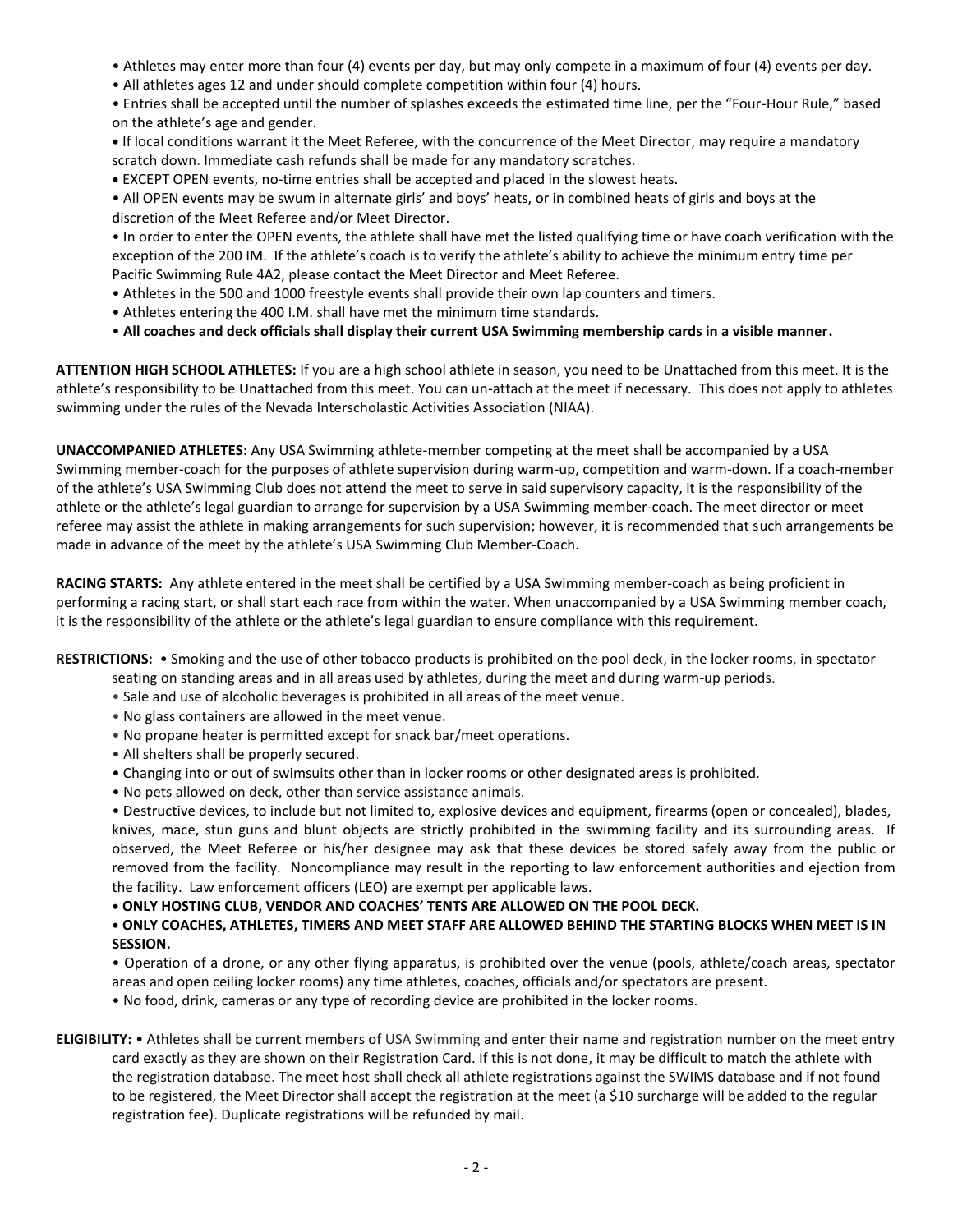- Athletes may enter more than four (4) events per day, but may only compete in a maximum of four (4) events per day.
- All athletes ages 12 and under should complete competition within four (4) hours.
- Entries shall be accepted until the number of splashes exceeds the estimated time line, per the "Four-Hour Rule," based on the athlete's age and gender.
- If local conditions warrant it the Meet Referee, with the concurrence of the Meet Director, may require a mandatory scratch down. Immediate cash refunds shall be made for any mandatory scratches.
- EXCEPT OPEN events, no-time entries shall be accepted and placed in the slowest heats.
- All OPEN events may be swum in alternate girls' and boys' heats, or in combined heats of girls and boys at the discretion of the Meet Referee and/or Meet Director.
- In order to enter the OPEN events, the athlete shall have met the listed qualifying time or have coach verification with the exception of the 200 IM. If the athlete's coach is to verify the athlete's ability to achieve the minimum entry time per Pacific Swimming Rule 4A2, please contact the Meet Director and Meet Referee.
- Athletes in the 500 and 1000 freestyle events shall provide their own lap counters and timers.
- Athletes entering the 400 I.M. shall have met the minimum time standards.
- **All coaches and deck officials shall display their current USA Swimming membership cards in a visible manner.**

**ATTENTION HIGH SCHOOL ATHLETES:** If you are a high school athlete in season, you need to be Unattached from this meet. It is the athlete's responsibility to be Unattached from this meet. You can un-attach at the meet if necessary. This does not apply to athletes swimming under the rules of the Nevada Interscholastic Activities Association (NIAA).

**UNACCOMPANIED ATHLETES:** Any USA Swimming athlete-member competing at the meet shall be accompanied by a USA Swimming member-coach for the purposes of athlete supervision during warm-up, competition and warm-down. If a coach-member of the athlete's USA Swimming Club does not attend the meet to serve in said supervisory capacity, it is the responsibility of the athlete or the athlete's legal guardian to arrange for supervision by a USA Swimming member-coach. The meet director or meet referee may assist the athlete in making arrangements for such supervision; however, it is recommended that such arrangements be made in advance of the meet by the athlete's USA Swimming Club Member-Coach.

**RACING STARTS:** Any athlete entered in the meet shall be certified by a USA Swimming member-coach as being proficient in performing a racing start, or shall start each race from within the water. When unaccompanied by a USA Swimming member coach, it is the responsibility of the athlete or the athlete's legal guardian to ensure compliance with this requirement.

**RESTRICTIONS:**
- Smoking and the use of other tobacco products is prohibited on the pool deck, in the locker rooms, in spectator seating on standing areas and in all areas used by athletes, during the meet and during warm-up periods.
- Sale and use of alcoholic beverages is prohibited in all areas of the meet venue.
- No glass containers are allowed in the meet venue.
- No propane heater is permitted except for snack bar/meet operations.
- All shelters shall be properly secured.
- Changing into or out of swimsuits other than in locker rooms or other designated areas is prohibited.
- No pets allowed on deck, other than service assistance animals.
- Destructive devices, to include but not limited to, explosive devices and equipment, firearms (open or concealed), blades, knives, mace, stun guns and blunt objects are strictly prohibited in the swimming facility and its surrounding areas. If observed, the Meet Referee or his/her designee may ask that these devices be stored safely away from the public or removed from the facility. Noncompliance may result in the reporting to law enforcement authorities and ejection from the facility. Law enforcement officers (LEO) are exempt per applicable laws.
- **ONLY HOSTING CLUB, VENDOR AND COACHES' TENTS ARE ALLOWED ON THE POOL DECK.**
- **ONLY COACHES, ATHLETES, TIMERS AND MEET STAFF ARE ALLOWED BEHIND THE STARTING BLOCKS WHEN MEET IS IN SESSION.**
- Operation of a drone, or any other flying apparatus, is prohibited over the venue (pools, athlete/coach areas, spectator areas and open ceiling locker rooms) any time athletes, coaches, officials and/or spectators are present.
- No food, drink, cameras or any type of recording device are prohibited in the locker rooms.

**ELIGIBILITY:**
- Athletes shall be current members of USA Swimming and enter their name and registration number on the meet entry card exactly as they are shown on their Registration Card. If this is not done, it may be difficult to match the athlete with the registration database. The meet host shall check all athlete registrations against the SWIMS database and if not found to be registered, the Meet Director shall accept the registration at the meet (a $10 surcharge will be added to the regular registration fee). Duplicate registrations will be refunded by mail.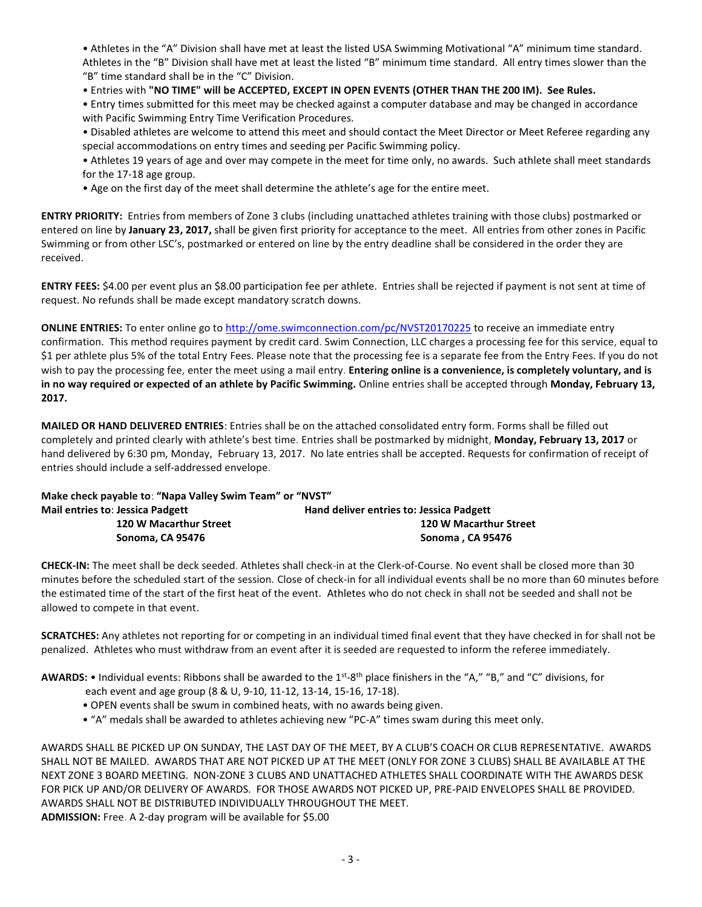- Athletes in the "A" Division shall have met at least the listed USA Swimming Motivational "A" minimum time standard. Athletes in the "B" Division shall have met at least the listed "B" minimum time standard. All entry times slower than the "B" time standard shall be in the "C" Division.
- Entries with **"NO TIME" will be ACCEPTED, EXCEPT IN OPEN EVENTS (OTHER THAN THE 200 IM). See Rules.**
- Entry times submitted for this meet may be checked against a computer database and may be changed in accordance with Pacific Swimming Entry Time Verification Procedures.
- Disabled athletes are welcome to attend this meet and should contact the Meet Director or Meet Referee regarding any special accommodations on entry times and seeding per Pacific Swimming policy.
- Athletes 19 years of age and over may compete in the meet for time only, no awards. Such athlete shall meet standards for the 17-18 age group.
- Age on the first day of the meet shall determine the athlete's age for the entire meet.

**ENTRY PRIORITY:** Entries from members of Zone 3 clubs (including unattached athletes training with those clubs) postmarked or entered on line by **January 23, 2017,** shall be given first priority for acceptance to the meet. All entries from other zones in Pacific Swimming or from other LSC's, postmarked or entered on line by the entry deadline shall be considered in the order they are received.

**ENTRY FEES:** $4.00 per event plus an $8.00 participation fee per athlete. Entries shall be rejected if payment is not sent at time of request. No refunds shall be made except mandatory scratch downs.

**ONLINE ENTRIES:** To enter online go to http://ome.swimconnection.com/pc/NVST20170225 to receive an immediate entry confirmation. This method requires payment by credit card. Swim Connection, LLC charges a processing fee for this service, equal to $1 per athlete plus 5% of the total Entry Fees. Please note that the processing fee is a separate fee from the Entry Fees. If you do not wish to pay the processing fee, enter the meet using a mail entry. **Entering online is a convenience, is completely voluntary, and is in no way required or expected of an athlete by Pacific Swimming.** Online entries shall be accepted through **Monday, February 13, 2017.**

**MAILED OR HAND DELIVERED ENTRIES**: Entries shall be on the attached consolidated entry form. Forms shall be filled out completely and printed clearly with athlete's best time. Entries shall be postmarked by midnight, **Monday, February 13, 2017** or hand delivered by 6:30 pm, Monday, February 13, 2017. No late entries shall be accepted. Requests for confirmation of receipt of entries should include a self-addressed envelope.

**Make check payable to**: **"Napa Valley Swim Team" or "NVST"**

**Mail entries to**: **Jessica Padgett**
**120 W Macarthur Street**
**Sonoma, CA 95476**

**Hand deliver entries to: Jessica Padgett**
**120 W Macarthur Street**
**Sonoma , CA 95476**

**CHECK-IN:** The meet shall be deck seeded. Athletes shall check-in at the Clerk-of-Course. No event shall be closed more than 30 minutes before the scheduled start of the session. Close of check-in for all individual events shall be no more than 60 minutes before the estimated time of the start of the first heat of the event. Athletes who do not check in shall not be seeded and shall not be allowed to compete in that event.

**SCRATCHES:** Any athletes not reporting for or competing in an individual timed final event that they have checked in for shall not be penalized. Athletes who must withdraw from an event after it is seeded are requested to inform the referee immediately.

**AWARDS:** • Individual events: Ribbons shall be awarded to the 1st-8th place finishers in the "A," "B," and "C" divisions, for each event and age group (8 & U, 9-10, 11-12, 13-14, 15-16, 17-18).
- OPEN events shall be swum in combined heats, with no awards being given.
- "A" medals shall be awarded to athletes achieving new "PC-A" times swam during this meet only.

AWARDS SHALL BE PICKED UP ON SUNDAY, THE LAST DAY OF THE MEET, BY A CLUB'S COACH OR CLUB REPRESENTATIVE. AWARDS SHALL NOT BE MAILED. AWARDS THAT ARE NOT PICKED UP AT THE MEET (ONLY FOR ZONE 3 CLUBS) SHALL BE AVAILABLE AT THE NEXT ZONE 3 BOARD MEETING. NON-ZONE 3 CLUBS AND UNATTACHED ATHLETES SHALL COORDINATE WITH THE AWARDS DESK FOR PICK UP AND/OR DELIVERY OF AWARDS. FOR THOSE AWARDS NOT PICKED UP, PRE-PAID ENVELOPES SHALL BE PROVIDED. AWARDS SHALL NOT BE DISTRIBUTED INDIVIDUALLY THROUGHOUT THE MEET.

**ADMISSION:** Free. A 2-day program will be available for $5.00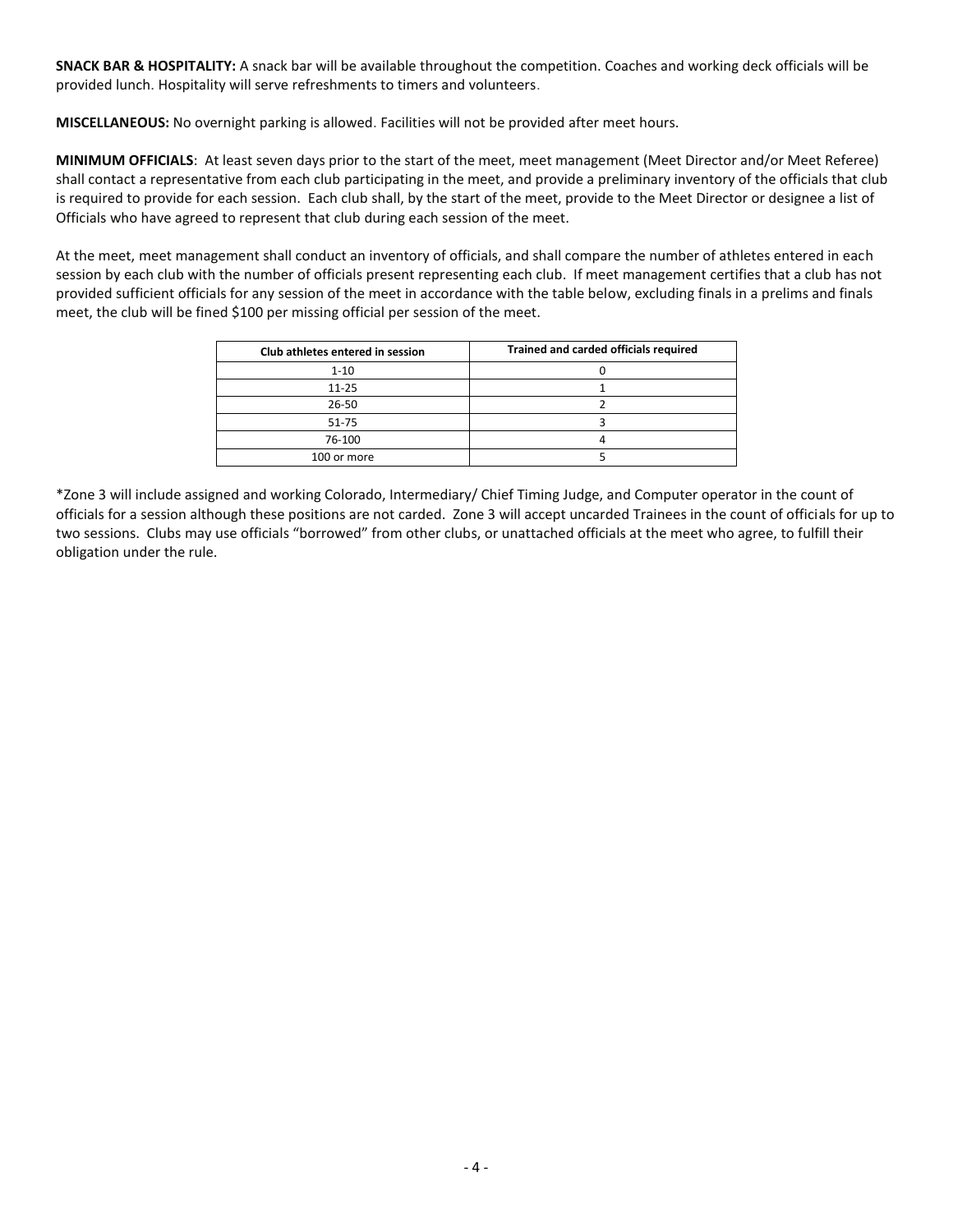**SNACK BAR & HOSPITALITY:** A snack bar will be available throughout the competition. Coaches and working deck officials will be provided lunch. Hospitality will serve refreshments to timers and volunteers.

**MISCELLANEOUS:** No overnight parking is allowed. Facilities will not be provided after meet hours.

**MINIMUM OFFICIALS**: At least seven days prior to the start of the meet, meet management (Meet Director and/or Meet Referee) shall contact a representative from each club participating in the meet, and provide a preliminary inventory of the officials that club is required to provide for each session. Each club shall, by the start of the meet, provide to the Meet Director or designee a list of Officials who have agreed to represent that club during each session of the meet.

At the meet, meet management shall conduct an inventory of officials, and shall compare the number of athletes entered in each session by each club with the number of officials present representing each club. If meet management certifies that a club has not provided sufficient officials for any session of the meet in accordance with the table below, excluding finals in a prelims and finals meet, the club will be fined $100 per missing official per session of the meet.

| Club athletes entered in session | Trained and carded officials required |
|---|---|
| 1-10 | 0 |
| 11-25 | 1 |
| 26-50 | 2 |
| 51-75 | 3 |
| 76-100 | 4 |
| 100 or more | 5 |

*Zone 3 will include assigned and working Colorado, Intermediary/ Chief Timing Judge, and Computer operator in the count of officials for a session although these positions are not carded. Zone 3 will accept uncarded Trainees in the count of officials for up to two sessions. Clubs may use officials "borrowed" from other clubs, or unattached officials at the meet who agree, to fulfill their obligation under the rule.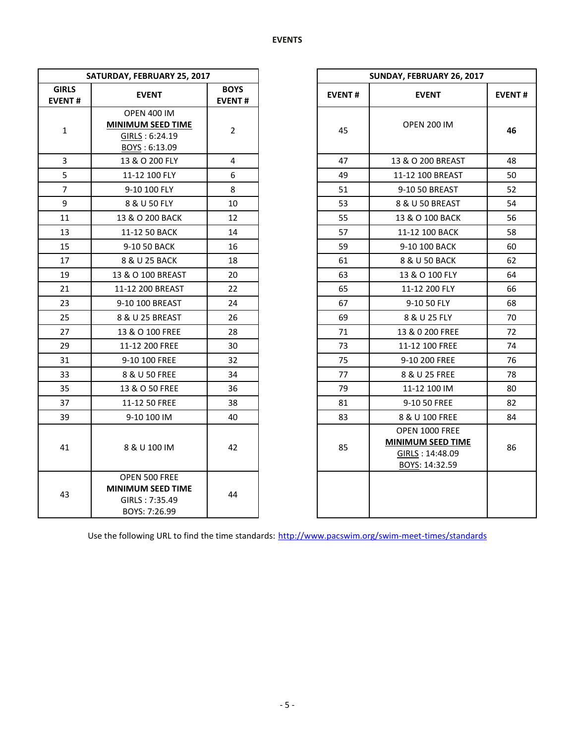**EVENTS**

| SATURDAY, FEBRUARY 25, 2017 | | |
|---|---|---|
| **GIRLS EVENT #** | **EVENT** | **BOYS EVENT #** |
| 1 | OPEN 400 IM **MINIMUM SEED TIME** GIRLS : 6:24.19 BOYS : 6:13.09 | 2 |
| 3 | 13 & O 200 FLY | 4 |
| 5 | 11-12 100 FLY | 6 |
| 7 | 9-10 100 FLY | 8 |
| 9 | 8 & U 50 FLY | 10 |
| 11 | 13 & O 200 BACK | 12 |
| 13 | 11-12 50 BACK | 14 |
| 15 | 9-10 50 BACK | 16 |
| 17 | 8 & U 25 BACK | 18 |
| 19 | 13 & O 100 BREAST | 20 |
| 21 | 11-12 200 BREAST | 22 |
| 23 | 9-10 100 BREAST | 24 |
| 25 | 8 & U 25 BREAST | 26 |
| 27 | 13 & O 100 FREE | 28 |
| 29 | 11-12 200 FREE | 30 |
| 31 | 9-10 100 FREE | 32 |
| 33 | 8 & U 50 FREE | 34 |
| 35 | 13 & O 50 FREE | 36 |
| 37 | 11-12 50 FREE | 38 |
| 39 | 9-10 100 IM | 40 |
| 41 | 8 & U 100 IM | 42 |
| 43 | OPEN 500 FREE **MINIMUM SEED TIME** GIRLS : 7:35.49 BOYS: 7:26.99 | 44 |

| SUNDAY, FEBRUARY 26, 2017 | | |
|---|---|---|
| **EVENT #** | **EVENT** | **EVENT #** |
| 45 | OPEN 200 IM | **46** |
| 47 | 13 & O 200 BREAST | 48 |
| 49 | 11-12 100 BREAST | 50 |
| 51 | 9-10 50 BREAST | 52 |
| 53 | 8 & U 50 BREAST | 54 |
| 55 | 13 & O 100 BACK | 56 |
| 57 | 11-12 100 BACK | 58 |
| 59 | 9-10 100 BACK | 60 |
| 61 | 8 & U 50 BACK | 62 |
| 63 | 13 & O 100 FLY | 64 |
| 65 | 11-12 200 FLY | 66 |
| 67 | 9-10 50 FLY | 68 |
| 69 | 8 & U 25 FLY | 70 |
| 71 | 13 & 0 200 FREE | 72 |
| 73 | 11-12 100 FREE | 74 |
| 75 | 9-10 200 FREE | 76 |
| 77 | 8 & U 25 FREE | 78 |
| 79 | 11-12 100 IM | 80 |
| 81 | 9-10 50 FREE | 82 |
| 83 | 8 & U 100 FREE | 84 |
| 85 | OPEN 1000 FREE **MINIMUM SEED TIME** GIRLS : 14:48.09 BOYS: 14:32.59 | 86 |
| | | |

Use the following URL to find the time standards: http://www.pacswim.org/swim-meet-times/standards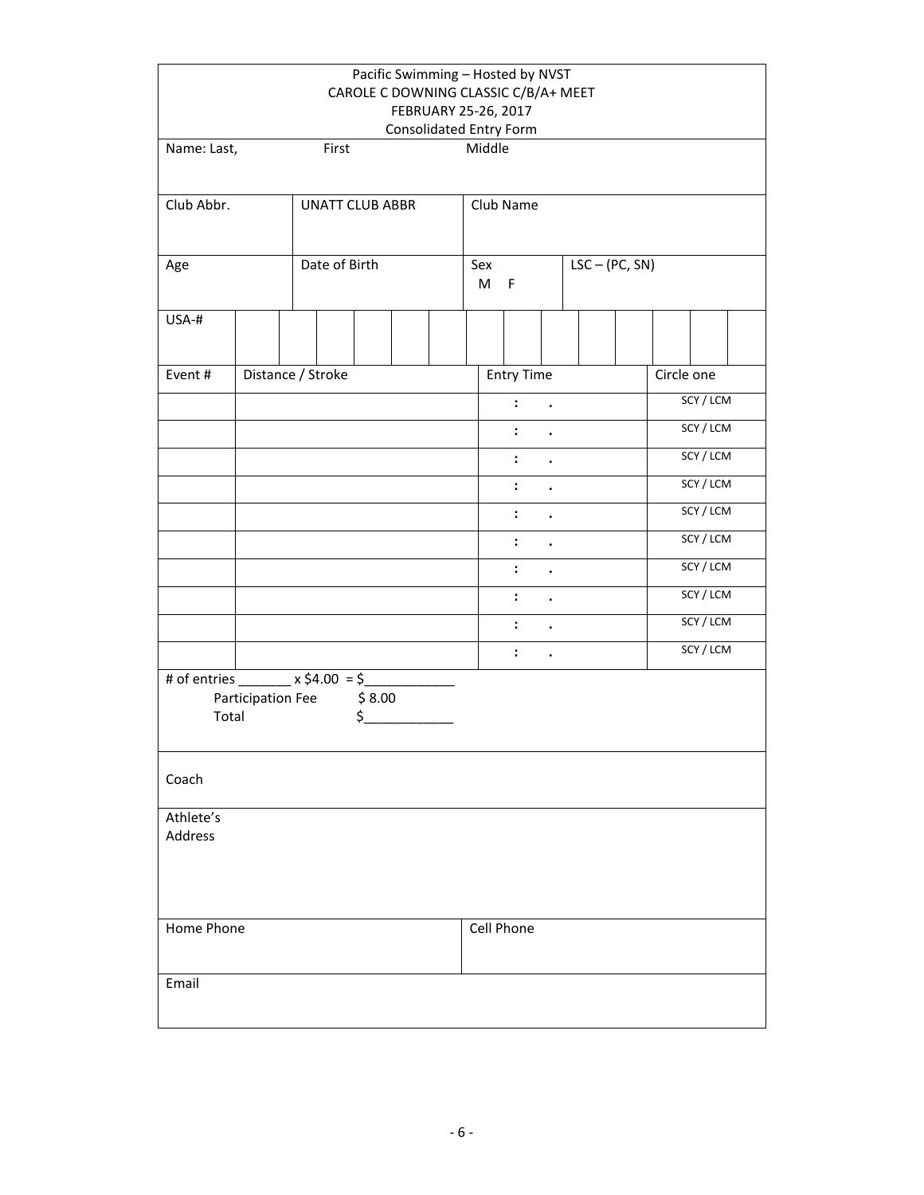Pacific Swimming – Hosted by NVST

CAROLE C DOWNING CLASSIC C/B/A+ MEET

FEBRUARY 25-26, 2017

Consolidated Entry Form

| | | | |
|---|---|---|---|
| Name: Last, | First | Middle | |
| Club Abbr. | UNATT CLUB ABBR | Club Name | |
| Age | Date of Birth | Sex M F | LSC – (PC, SN) |

| | | | | | | | | | | | | | | |
|---|---|---|---|---|---|---|---|---|---|---|---|---|---|---|
| USA-# | | | | | | | | | | | | | | |

| Event # | Distance / Stroke | Entry Time | Circle one |
|---|---|---|---|
| | | : . | SCY / LCM |
| | | : . | SCY / LCM |
| | | : . | SCY / LCM |
| | | : . | SCY / LCM |
| | | : . | SCY / LCM |
| | | : . | SCY / LCM |
| | | : . | SCY / LCM |
| | | : . | SCY / LCM |
| | | : . | SCY / LCM |
| | | : . | SCY / LCM |

# of entries _______ x $4.00 = $____________

Participation Fee $ 8.00

Total $____________

Coach

Athlete's Address

| | |
|---|---|
| Home Phone | Cell Phone |

Email